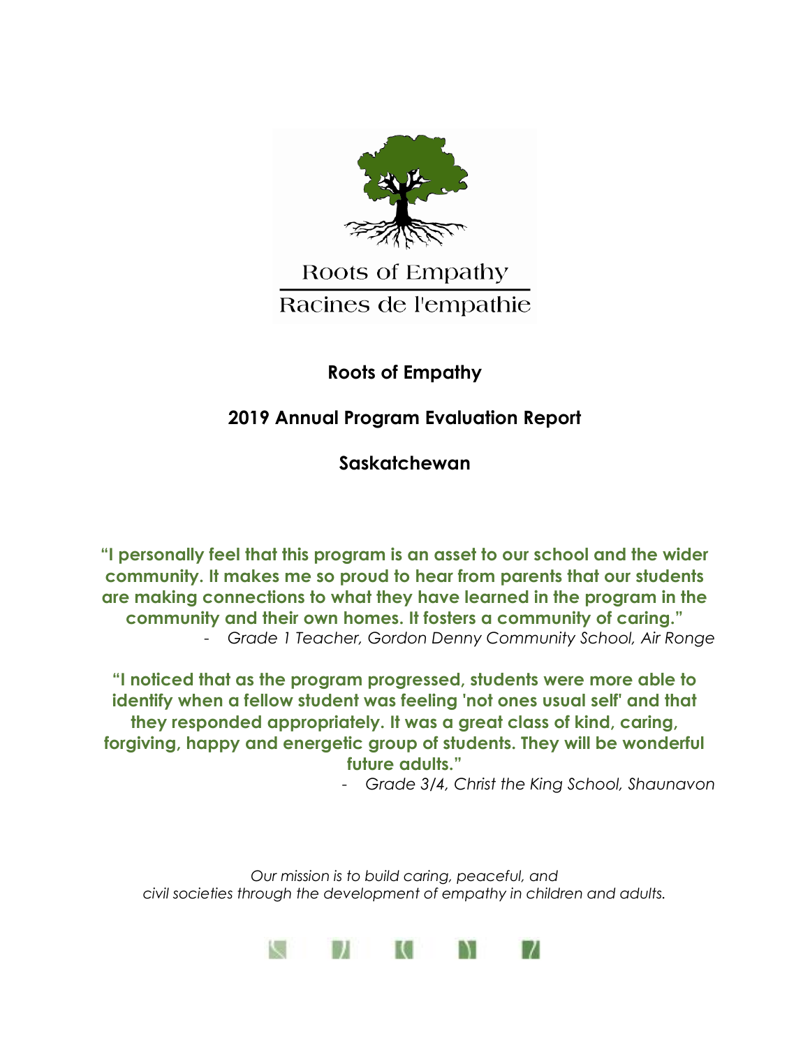Roots of Empathy

Racines de l'empathie

# Roots of Empathy

## 2019 Annual Program Evaluation Report

## Saskatchewan

**"I personally feel that this program is an asset to our school and the wider community. It makes me so proud to hear from parents that our students are making connections to what they have learned in the program in the community and their own homes. It fosters a community of caring."**

- *Grade 1 Teacher, Gordon Denny Community School, Air Ronge*

**"I noticed that as the program progressed, students were more able to identify when a fellow student was feeling 'not ones usual self' and that they responded appropriately. It was a great class of kind, caring, forgiving, happy and energetic group of students. They will be wonderful future adults."**

- *Grade 3/4, Christ the King School, Shaunavon*

*Our mission is to build caring, peaceful, and civil societies through the development of empathy in children and adults.*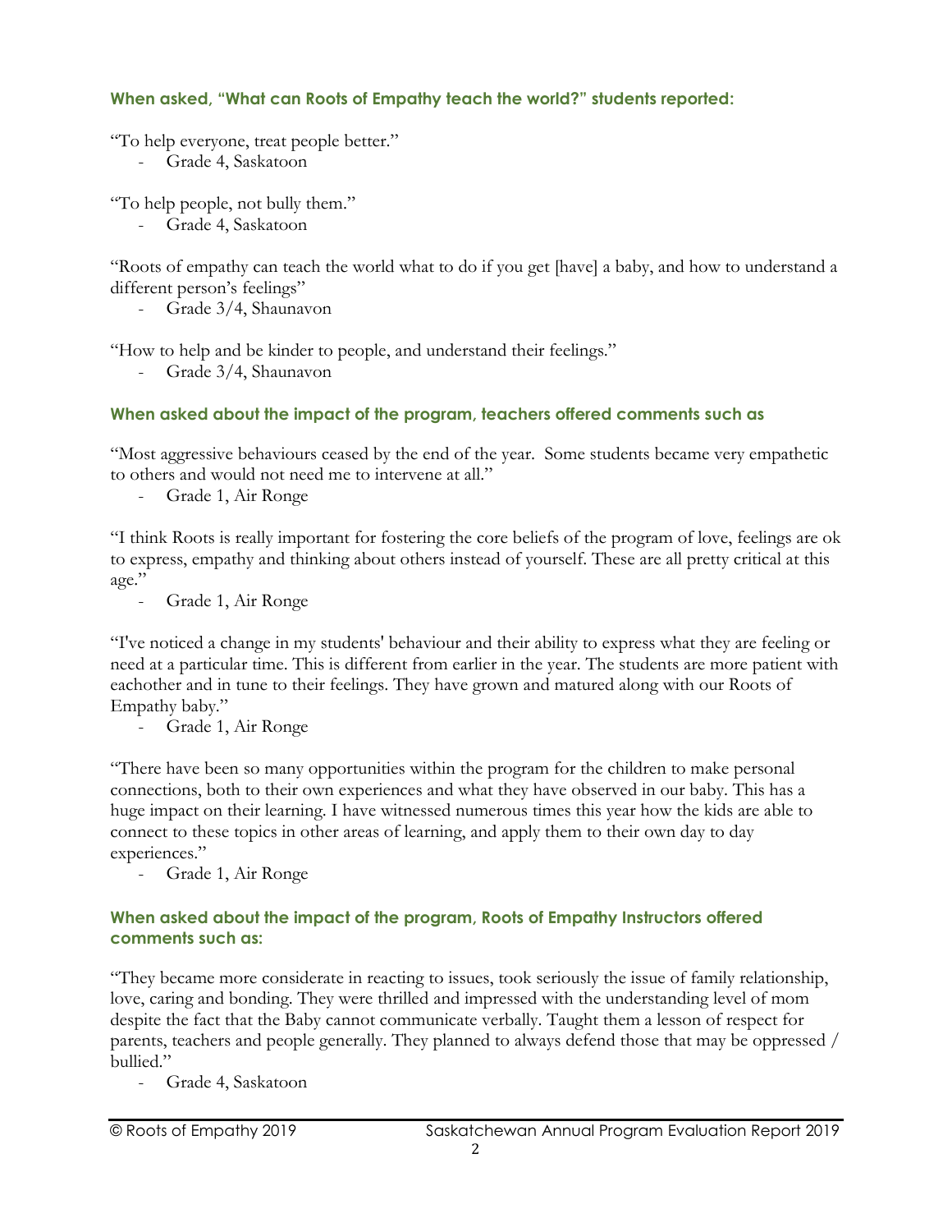### When asked, "What can Roots of Empathy teach the world?" students reported:

"To help everyone, treat people better."

- Grade 4, Saskatoon

"To help people, not bully them."

- Grade 4, Saskatoon

"Roots of empathy can teach the world what to do if you get [have] a baby, and how to understand a different person's feelings"

- Grade 3/4, Shaunavon

"How to help and be kinder to people, and understand their feelings."

- Grade 3/4, Shaunavon

### When asked about the impact of the program, teachers offered comments such as

"Most aggressive behaviours ceased by the end of the year. Some students became very empathetic to others and would not need me to intervene at all."

- Grade 1, Air Ronge

"I think Roots is really important for fostering the core beliefs of the program of love, feelings are ok to express, empathy and thinking about others instead of yourself. These are all pretty critical at this age."

- Grade 1, Air Ronge

"I've noticed a change in my students' behaviour and their ability to express what they are feeling or need at a particular time. This is different from earlier in the year. The students are more patient with eachother and in tune to their feelings. They have grown and matured along with our Roots of Empathy baby."

- Grade 1, Air Ronge

"There have been so many opportunities within the program for the children to make personal connections, both to their own experiences and what they have observed in our baby. This has a huge impact on their learning. I have witnessed numerous times this year how the kids are able to connect to these topics in other areas of learning, and apply them to their own day to day experiences."

- Grade 1, Air Ronge

### When asked about the impact of the program, Roots of Empathy Instructors offered comments such as:

"They became more considerate in reacting to issues, took seriously the issue of family relationship, love, caring and bonding. They were thrilled and impressed with the understanding level of mom despite the fact that the Baby cannot communicate verbally. Taught them a lesson of respect for parents, teachers and people generally. They planned to always defend those that may be oppressed / bullied."

- Grade 4, Saskatoon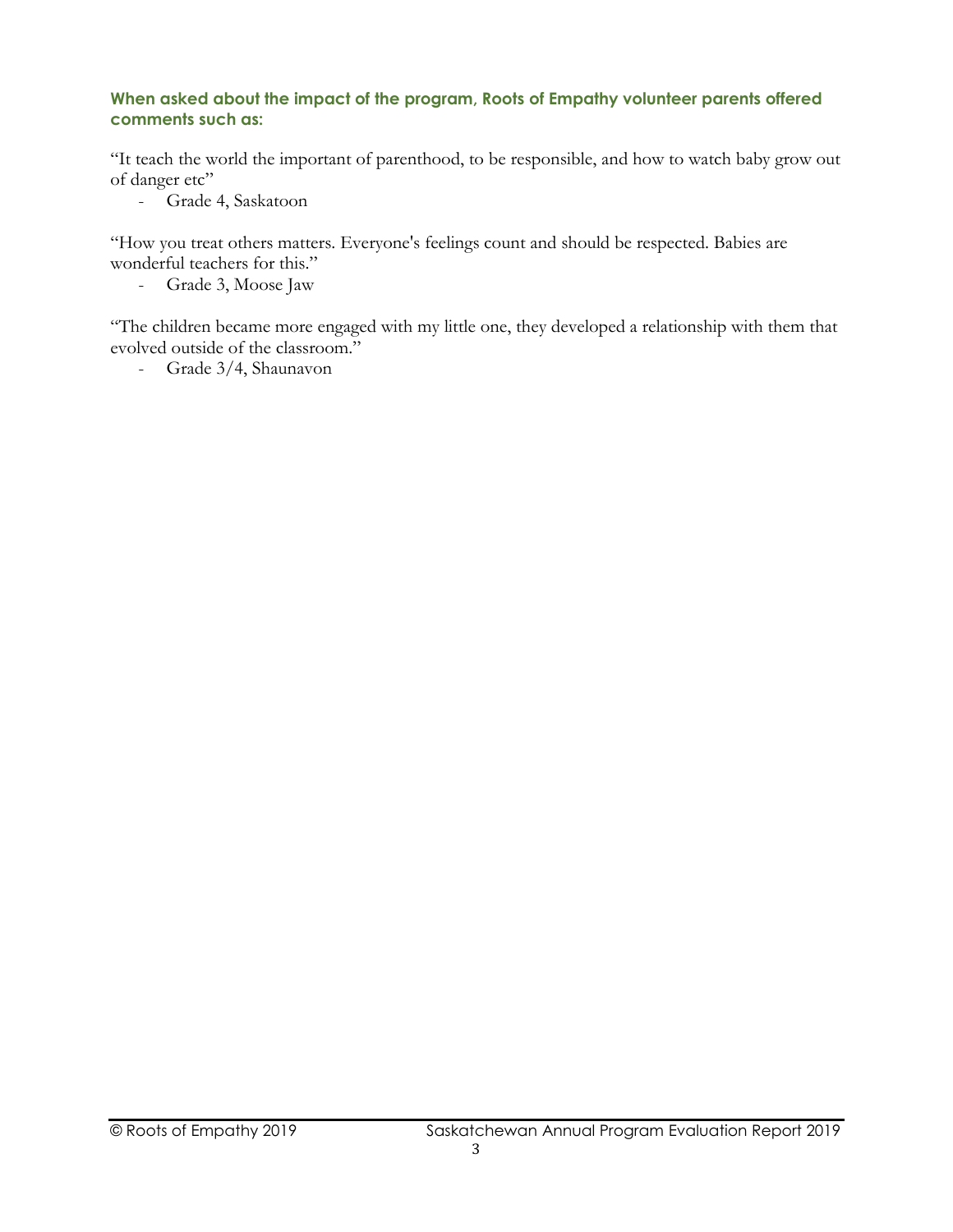**When asked about the impact of the program, Roots of Empathy volunteer parents offered comments such as:**

"It teach the world the important of parenthood, to be responsible, and how to watch baby grow out of danger etc"

- Grade 4, Saskatoon

"How you treat others matters. Everyone's feelings count and should be respected. Babies are wonderful teachers for this."

- Grade 3, Moose Jaw

"The children became more engaged with my little one, they developed a relationship with them that evolved outside of the classroom."

- Grade 3/4, Shaunavon